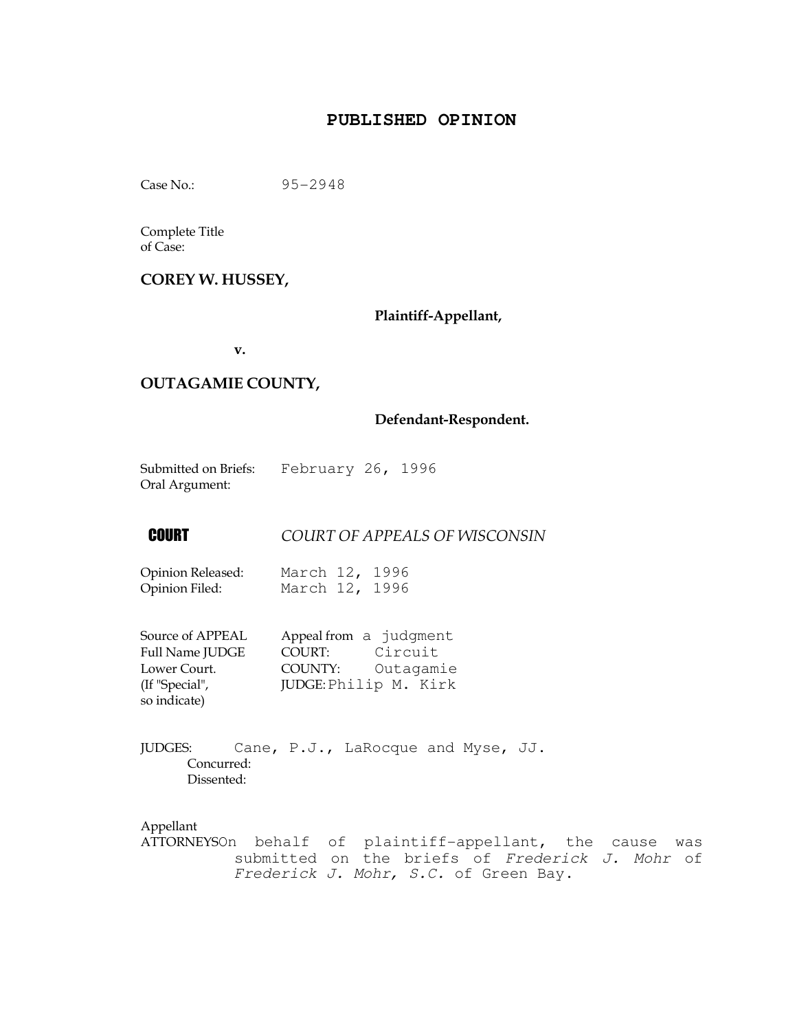# PUBLISHED OPINION

Case No.: 95-2948

Complete Title of Case:

**COREY W. HUSSEY,**

**Plaintiff-Appellant,**

**v.**

**OUTAGAMIE COUNTY,**

**Defendant-Respondent.**

Submitted on Briefs: February 26, 1996

Oral Argument:

**COURT** *COURT OF APPEALS OF WISCONSIN*

Opinion Released: March 12, 1996

Opinion Filed: March 12, 1996

Source of APPEAL Appeal from a judgment

Full Name JUDGE COURT: Circuit

Lower Court. COUNTY: Outagamie

(If "Special", so indicate) JUDGE: Philip M. Kirk

JUDGES: Cane, P.J., LaRocque and Myse, JJ.

Concurred:

Dissented:

Appellant

ATTORNEYS On behalf of plaintiff-appellant, the cause was submitted on the briefs of *Frederick J. Mohr* of *Frederick J. Mohr, S.C.* of Green Bay.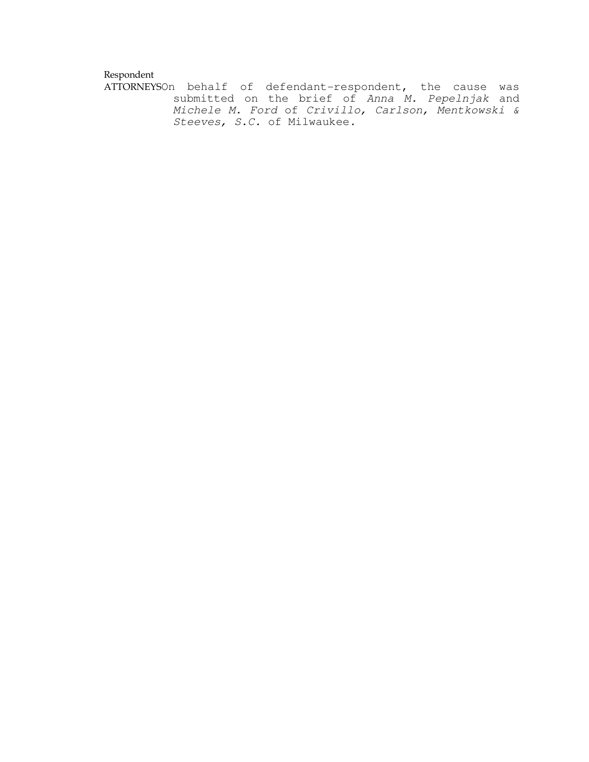Respondent

ATTORNEYS On behalf of defendant-respondent, the cause was submitted on the brief of *Anna M. Pepelnjak* and *Michele M. Ford* of *Crivillo, Carlson, Mentkowski & Steeves, S.C.* of Milwaukee.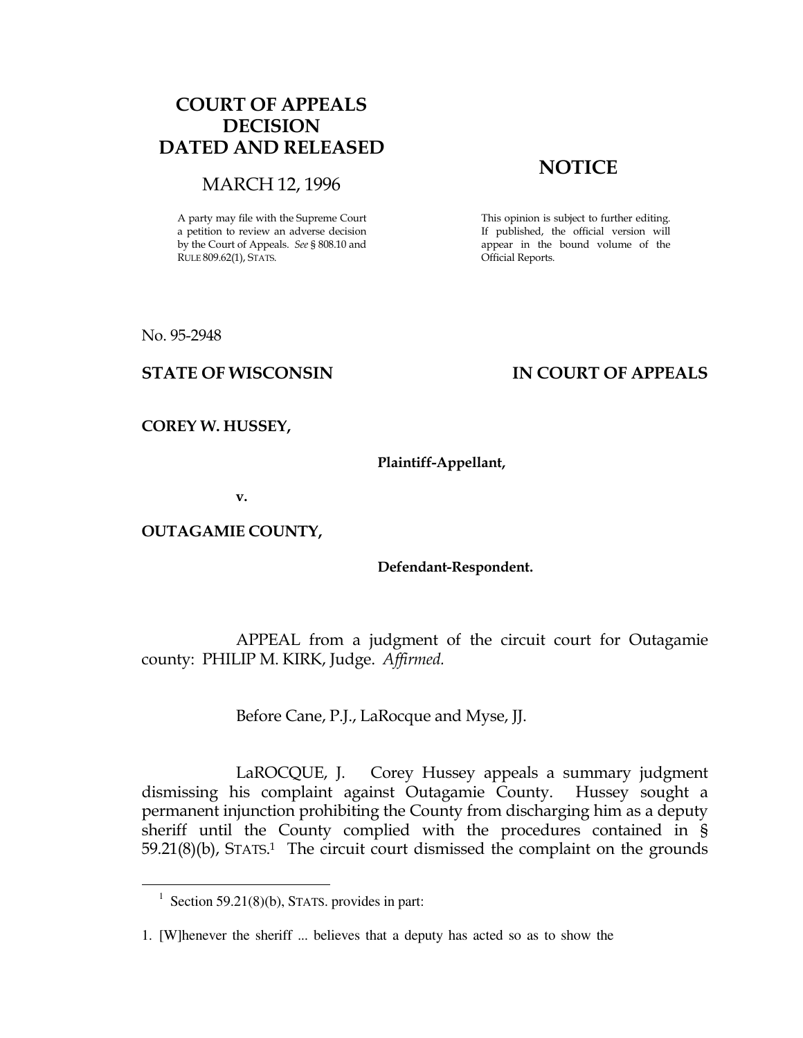**COURT OF APPEALS DECISION DATED AND RELEASED**

MARCH 12, 1996

A party may file with the Supreme Court a petition to review an adverse decision by the Court of Appeals. *See* § 808.10 and RULE 809.62(1), STATS.

**NOTICE**

This opinion is subject to further editing. If published, the official version will appear in the bound volume of the Official Reports.

No. 95-2948

**STATE OF WISCONSIN** **IN COURT OF APPEALS**

**COREY W. HUSSEY,**

**Plaintiff-Appellant,**

**v.**

**OUTAGAMIE COUNTY,**

**Defendant-Respondent.**

APPEAL from a judgment of the circuit court for Outagamie county: PHILIP M. KIRK, Judge. *Affirmed.*

Before Cane, P.J., LaRocque and Myse, JJ.

LaROCQUE, J. Corey Hussey appeals a summary judgment dismissing his complaint against Outagamie County. Hussey sought a permanent injunction prohibiting the County from discharging him as a deputy sheriff until the County complied with the procedures contained in § 59.21(8)(b), STATS.[1] The circuit court dismissed the complaint on the grounds

---

[1] Section 59.21(8)(b), STATS. provides in part:

1. [W]henever the sheriff ... believes that a deputy has acted so as to show the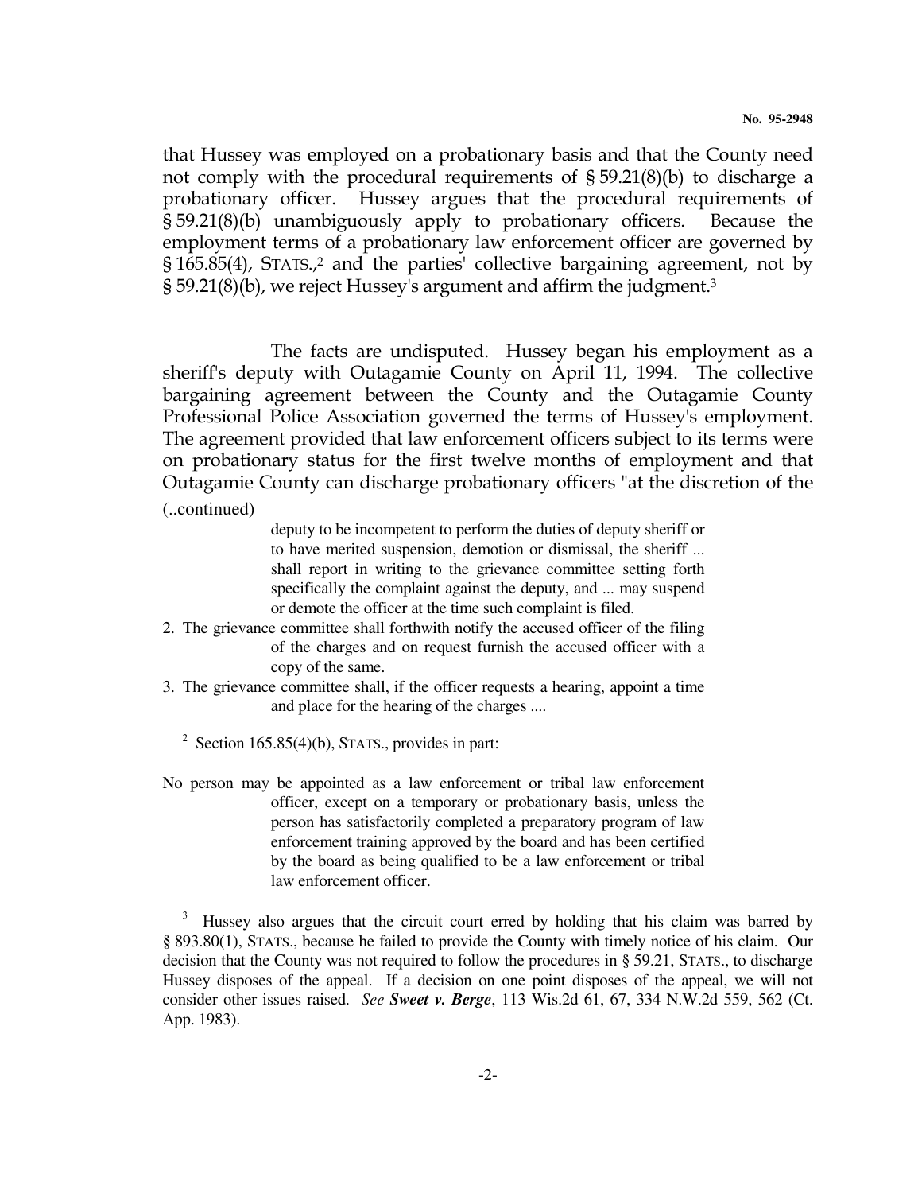that Hussey was employed on a probationary basis and that the County need not comply with the procedural requirements of § 59.21(8)(b) to discharge a probationary officer. Hussey argues that the procedural requirements of § 59.21(8)(b) unambiguously apply to probationary officers. Because the employment terms of a probationary law enforcement officer are governed by § 165.85(4), STATS.,[2] and the parties' collective bargaining agreement, not by § 59.21(8)(b), we reject Hussey's argument and affirm the judgment.[3]

The facts are undisputed. Hussey began his employment as a sheriff's deputy with Outagamie County on April 11, 1994. The collective bargaining agreement between the County and the Outagamie County Professional Police Association governed the terms of Hussey's employment. The agreement provided that law enforcement officers subject to its terms were on probationary status for the first twelve months of employment and that Outagamie County can discharge probationary officers "at the discretion of the

(..continued)

> deputy to be incompetent to perform the duties of deputy sheriff or to have merited suspension, demotion or dismissal, the sheriff ... shall report in writing to the grievance committee setting forth specifically the complaint against the deputy, and ... may suspend or demote the officer at the time such complaint is filed.
>
> 2. The grievance committee shall forthwith notify the accused officer of the filing of the charges and on request furnish the accused officer with a copy of the same.
>
> 3. The grievance committee shall, if the officer requests a hearing, appoint a time and place for the hearing of the charges ....

[2] Section 165.85(4)(b), STATS., provides in part:

> No person may be appointed as a law enforcement or tribal law enforcement officer, except on a temporary or probationary basis, unless the person has satisfactorily completed a preparatory program of law enforcement training approved by the board and has been certified by the board as being qualified to be a law enforcement or tribal law enforcement officer.

[3] Hussey also argues that the circuit court erred by holding that his claim was barred by § 893.80(1), STATS., because he failed to provide the County with timely notice of his claim. Our decision that the County was not required to follow the procedures in § 59.21, STATS., to discharge Hussey disposes of the appeal. If a decision on one point disposes of the appeal, we will not consider other issues raised. *See* ***Sweet v. Berge***, 113 Wis.2d 61, 67, 334 N.W.2d 559, 562 (Ct. App. 1983).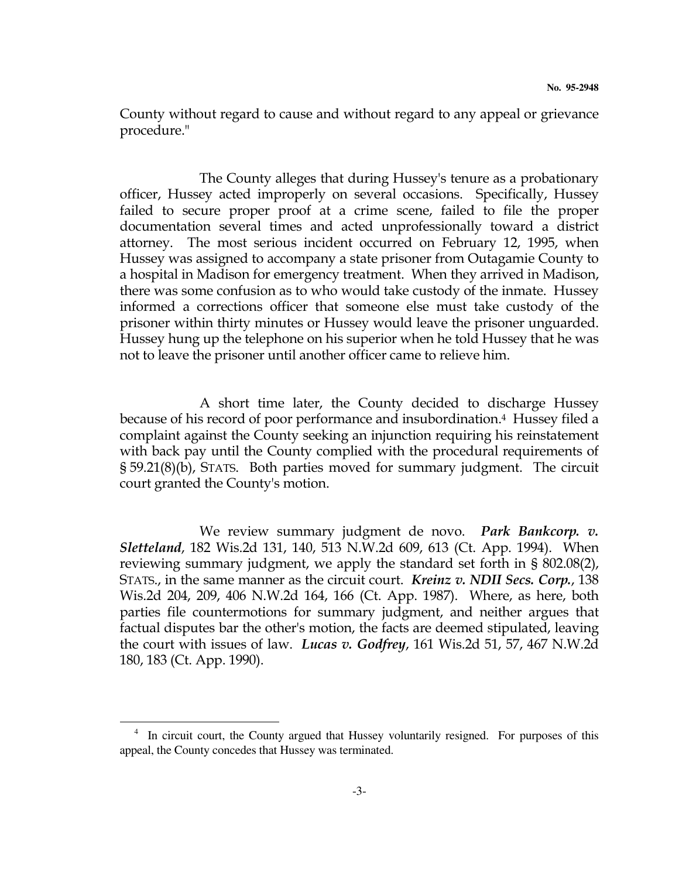County without regard to cause and without regard to any appeal or grievance procedure."

The County alleges that during Hussey's tenure as a probationary officer, Hussey acted improperly on several occasions. Specifically, Hussey failed to secure proper proof at a crime scene, failed to file the proper documentation several times and acted unprofessionally toward a district attorney. The most serious incident occurred on February 12, 1995, when Hussey was assigned to accompany a state prisoner from Outagamie County to a hospital in Madison for emergency treatment. When they arrived in Madison, there was some confusion as to who would take custody of the inmate. Hussey informed a corrections officer that someone else must take custody of the prisoner within thirty minutes or Hussey would leave the prisoner unguarded. Hussey hung up the telephone on his superior when he told Hussey that he was not to leave the prisoner until another officer came to relieve him.

A short time later, the County decided to discharge Hussey because of his record of poor performance and insubordination.[4] Hussey filed a complaint against the County seeking an injunction requiring his reinstatement with back pay until the County complied with the procedural requirements of § 59.21(8)(b), STATS. Both parties moved for summary judgment. The circuit court granted the County's motion.

We review summary judgment de novo. ***Park Bankcorp. v. Sletteland***, 182 Wis.2d 131, 140, 513 N.W.2d 609, 613 (Ct. App. 1994). When reviewing summary judgment, we apply the standard set forth in § 802.08(2), STATS., in the same manner as the circuit court. ***Kreinz v. NDII Secs. Corp.***, 138 Wis.2d 204, 209, 406 N.W.2d 164, 166 (Ct. App. 1987). Where, as here, both parties file countermotions for summary judgment, and neither argues that factual disputes bar the other's motion, the facts are deemed stipulated, leaving the court with issues of law. ***Lucas v. Godfrey***, 161 Wis.2d 51, 57, 467 N.W.2d 180, 183 (Ct. App. 1990).

---

[4] In circuit court, the County argued that Hussey voluntarily resigned. For purposes of this appeal, the County concedes that Hussey was terminated.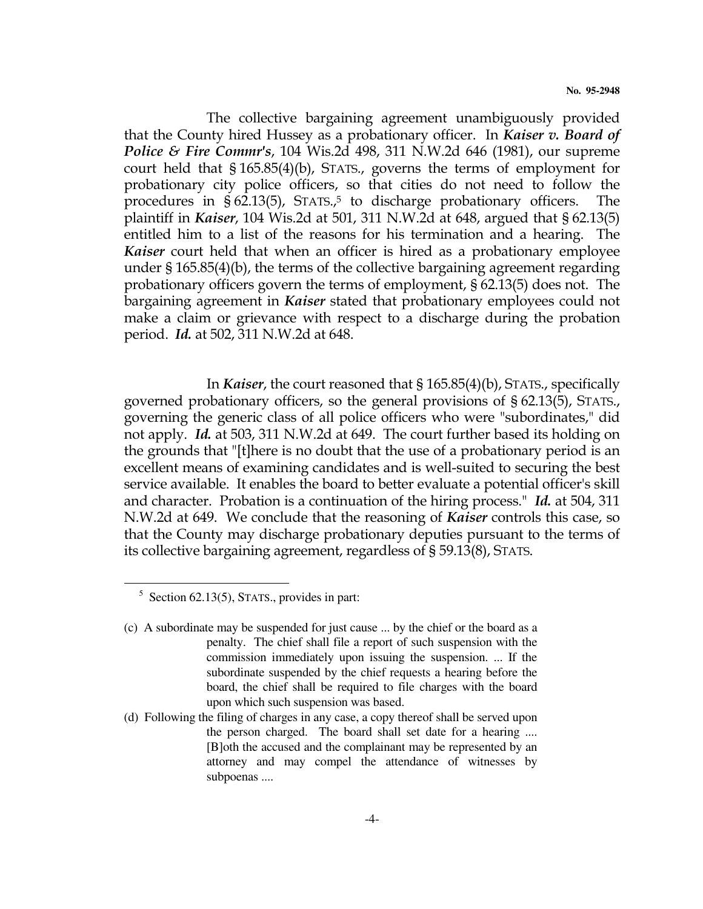The collective bargaining agreement unambiguously provided that the County hired Hussey as a probationary officer. In ***Kaiser v. Board of Police & Fire Commr's***, 104 Wis.2d 498, 311 N.W.2d 646 (1981), our supreme court held that § 165.85(4)(b), STATS., governs the terms of employment for probationary city police officers, so that cities do not need to follow the procedures in § 62.13(5), STATS.,[5] to discharge probationary officers. The plaintiff in ***Kaiser***, 104 Wis.2d at 501, 311 N.W.2d at 648, argued that § 62.13(5) entitled him to a list of the reasons for his termination and a hearing. The ***Kaiser*** court held that when an officer is hired as a probationary employee under § 165.85(4)(b), the terms of the collective bargaining agreement regarding probationary officers govern the terms of employment, § 62.13(5) does not. The bargaining agreement in ***Kaiser*** stated that probationary employees could not make a claim or grievance with respect to a discharge during the probation period. ***Id.*** at 502, 311 N.W.2d at 648.

In ***Kaiser***, the court reasoned that § 165.85(4)(b), STATS., specifically governed probationary officers, so the general provisions of § 62.13(5), STATS., governing the generic class of all police officers who were "subordinates," did not apply. ***Id.*** at 503, 311 N.W.2d at 649. The court further based its holding on the grounds that "[t]here is no doubt that the use of a probationary period is an excellent means of examining candidates and is well-suited to securing the best service available. It enables the board to better evaluate a potential officer's skill and character. Probation is a continuation of the hiring process." ***Id.*** at 504, 311 N.W.2d at 649. We conclude that the reasoning of ***Kaiser*** controls this case, so that the County may discharge probationary deputies pursuant to the terms of its collective bargaining agreement, regardless of § 59.13(8), STATS.

---

[5] Section 62.13(5), STATS., provides in part:

(c) A subordinate may be suspended for just cause ... by the chief or the board as a penalty. The chief shall file a report of such suspension with the commission immediately upon issuing the suspension. ... If the subordinate suspended by the chief requests a hearing before the board, the chief shall be required to file charges with the board upon which such suspension was based.

(d) Following the filing of charges in any case, a copy thereof shall be served upon the person charged. The board shall set date for a hearing .... [B]oth the accused and the complainant may be represented by an attorney and may compel the attendance of witnesses by subpoenas ....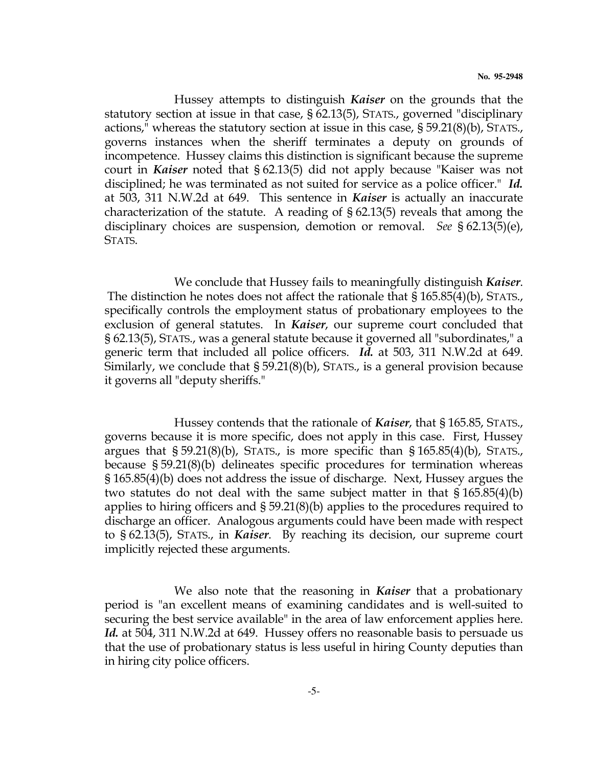Hussey attempts to distinguish ***Kaiser*** on the grounds that the statutory section at issue in that case, § 62.13(5), STATS., governed "disciplinary actions," whereas the statutory section at issue in this case, § 59.21(8)(b), STATS., governs instances when the sheriff terminates a deputy on grounds of incompetence. Hussey claims this distinction is significant because the supreme court in ***Kaiser*** noted that § 62.13(5) did not apply because "Kaiser was not disciplined; he was terminated as not suited for service as a police officer." ***Id.*** at 503, 311 N.W.2d at 649. This sentence in ***Kaiser*** is actually an inaccurate characterization of the statute. A reading of § 62.13(5) reveals that among the disciplinary choices are suspension, demotion or removal. *See* § 62.13(5)(e), STATS.

We conclude that Hussey fails to meaningfully distinguish ***Kaiser***. The distinction he notes does not affect the rationale that § 165.85(4)(b), STATS., specifically controls the employment status of probationary employees to the exclusion of general statutes. In ***Kaiser***, our supreme court concluded that § 62.13(5), STATS., was a general statute because it governed all "subordinates," a generic term that included all police officers. ***Id.*** at 503, 311 N.W.2d at 649. Similarly, we conclude that § 59.21(8)(b), STATS., is a general provision because it governs all "deputy sheriffs."

Hussey contends that the rationale of ***Kaiser***, that § 165.85, STATS., governs because it is more specific, does not apply in this case. First, Hussey argues that § 59.21(8)(b), STATS., is more specific than § 165.85(4)(b), STATS., because § 59.21(8)(b) delineates specific procedures for termination whereas § 165.85(4)(b) does not address the issue of discharge. Next, Hussey argues the two statutes do not deal with the same subject matter in that § 165.85(4)(b) applies to hiring officers and § 59.21(8)(b) applies to the procedures required to discharge an officer. Analogous arguments could have been made with respect to § 62.13(5), STATS., in ***Kaiser***. By reaching its decision, our supreme court implicitly rejected these arguments.

We also note that the reasoning in ***Kaiser*** that a probationary period is "an excellent means of examining candidates and is well-suited to securing the best service available" in the area of law enforcement applies here. ***Id.*** at 504, 311 N.W.2d at 649. Hussey offers no reasonable basis to persuade us that the use of probationary status is less useful in hiring County deputies than in hiring city police officers.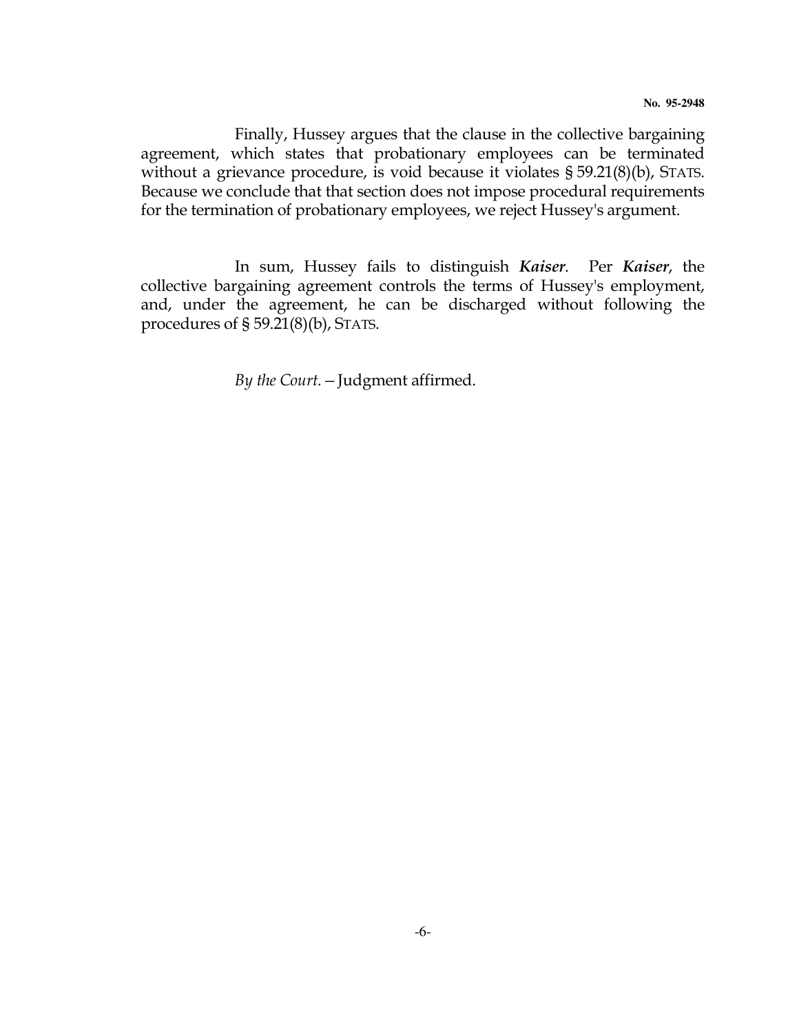Finally, Hussey argues that the clause in the collective bargaining agreement, which states that probationary employees can be terminated without a grievance procedure, is void because it violates § 59.21(8)(b), STATS. Because we conclude that that section does not impose procedural requirements for the termination of probationary employees, we reject Hussey's argument.

In sum, Hussey fails to distinguish ***Kaiser***. Per ***Kaiser***, the collective bargaining agreement controls the terms of Hussey's employment, and, under the agreement, he can be discharged without following the procedures of § 59.21(8)(b), STATS.

*By the Court.*—Judgment affirmed.